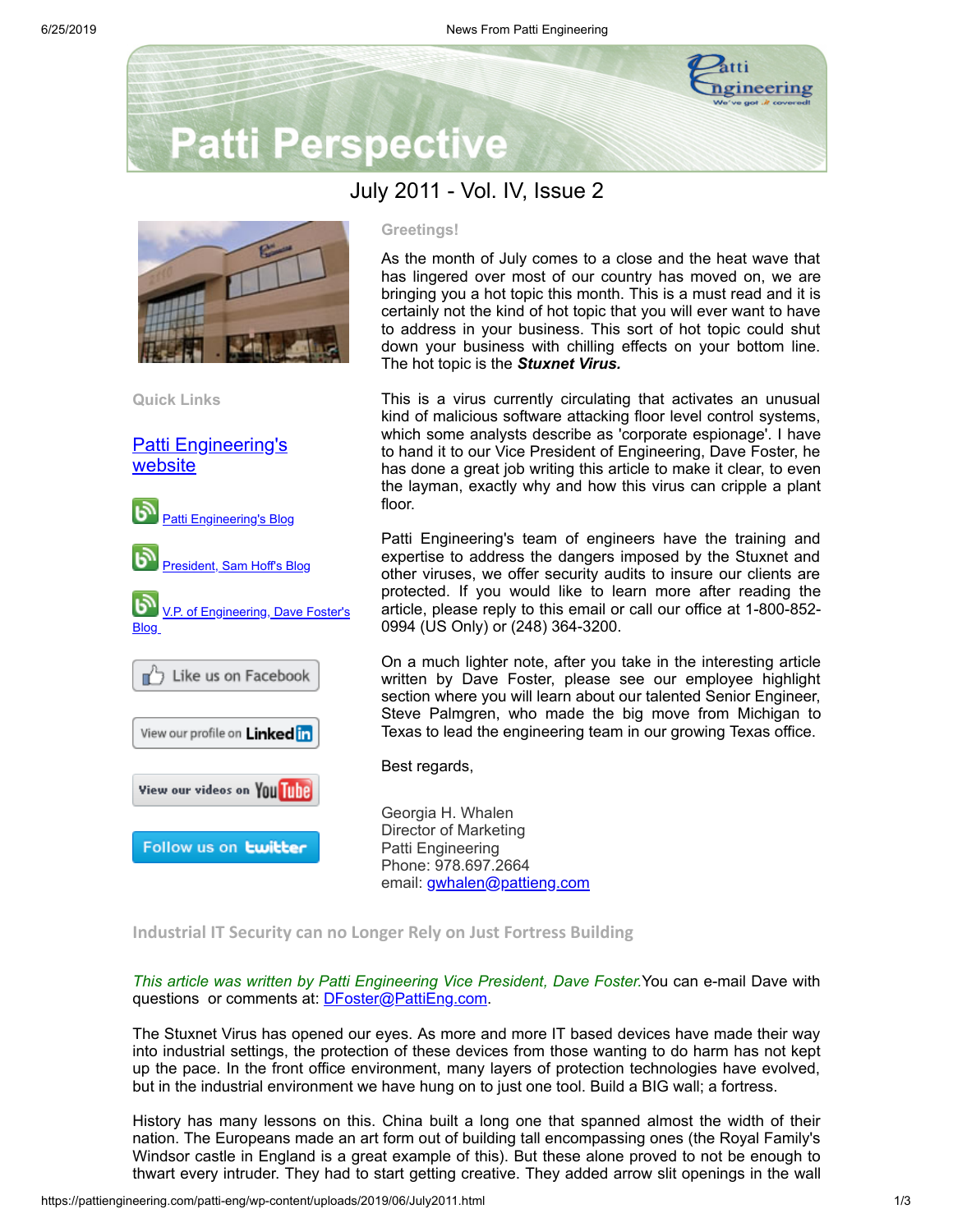# Patti Perspective

## July 2011 - Vol. IV, Issue 2

**Quick Links**

[Patti Engineering's website]()

[Patti Engineering's Blog]()

[President, Sam Hoff's Blog]()

[V.P. of Engineering, Dave Foster's Blog]()

Like us on Facebook

View our profile on LinkedIn

View our videos on YouTube

Follow us on twitter

**Greetings!**

As the month of July comes to a close and the heat wave that has lingered over most of our country has moved on, we are bringing you a hot topic this month. This is a must read and it is certainly not the kind of hot topic that you will ever want to have to address in your business. This sort of hot topic could shut down your business with chilling effects on your bottom line. The hot topic is the ***Stuxnet Virus.***

This is a virus currently circulating that activates an unusual kind of malicious software attacking floor level control systems, which some analysts describe as 'corporate espionage'. I have to hand it to our Vice President of Engineering, Dave Foster, he has done a great job writing this article to make it clear, to even the layman, exactly why and how this virus can cripple a plant floor.

Patti Engineering's team of engineers have the training and expertise to address the dangers imposed by the Stuxnet and other viruses, we offer security audits to insure our clients are protected. If you would like to learn more after reading the article, please reply to this email or call our office at 1-800-852-0994 (US Only) or (248) 364-3200.

On a much lighter note, after you take in the interesting article written by Dave Foster, please see our employee highlight section where you will learn about our talented Senior Engineer, Steve Palmgren, who made the big move from Michigan to Texas to lead the engineering team in our growing Texas office.

Best regards,

Georgia H. Whalen
Director of Marketing
Patti Engineering
Phone: 978.697.2664
email: [gwhalen@pattieng.com](mailto:gwhalen@pattieng.com)

### Industrial IT Security can no Longer Rely on Just Fortress Building

*This article was written by Patti Engineering Vice President, Dave Foster.* You can e-mail Dave with questions or comments at: [DFoster@PattiEng.com](mailto:DFoster@PattiEng.com).

The Stuxnet Virus has opened our eyes. As more and more IT based devices have made their way into industrial settings, the protection of these devices from those wanting to do harm has not kept up the pace. In the front office environment, many layers of protection technologies have evolved, but in the industrial environment we have hung on to just one tool. Build a BIG wall; a fortress.

History has many lessons on this. China built a long one that spanned almost the width of their nation. The Europeans made an art form out of building tall encompassing ones (the Royal Family's Windsor castle in England is a great example of this). But these alone proved to not be enough to thwart every intruder. They had to start getting creative. They added arrow slit openings in the wall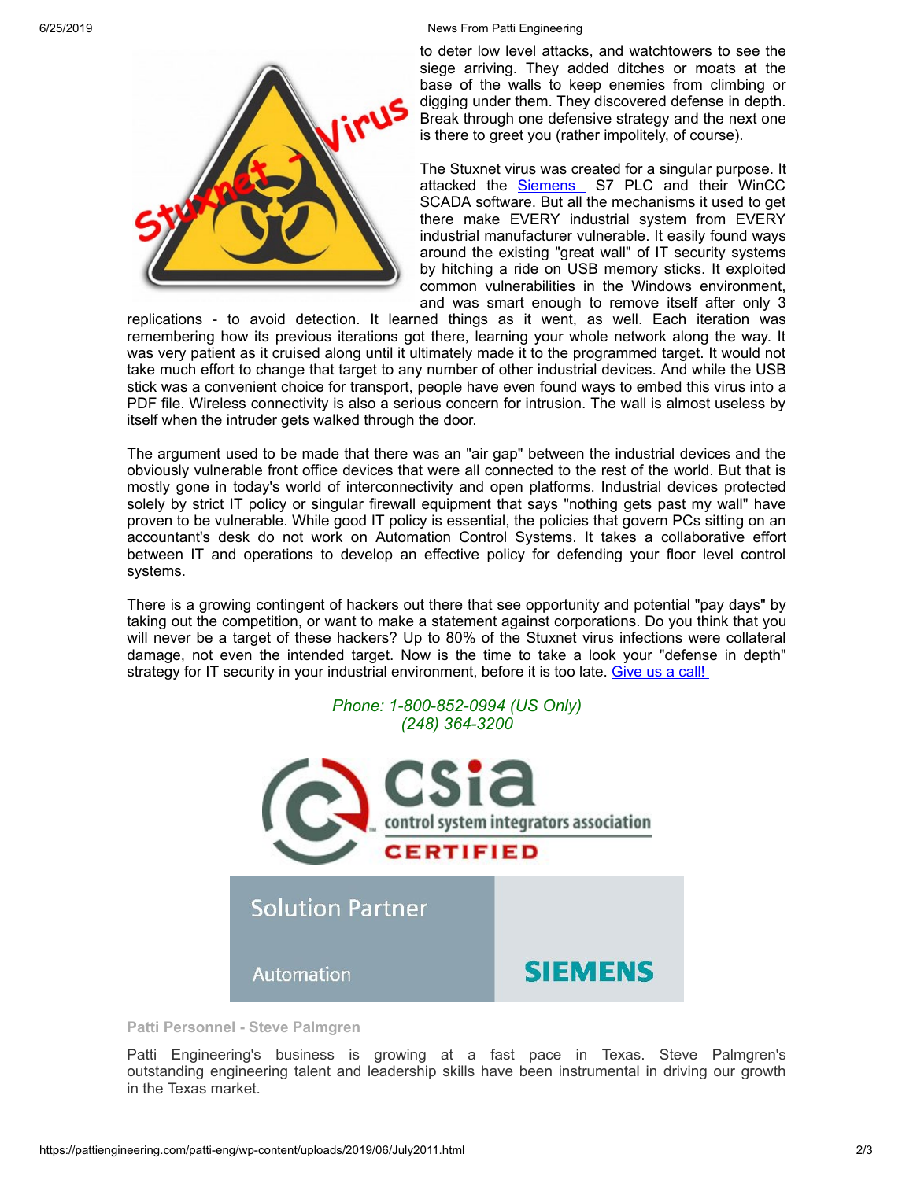to deter low level attacks, and watchtowers to see the siege arriving. They added ditches or moats at the base of the walls to keep enemies from climbing or digging under them. They discovered defense in depth. Break through one defensive strategy and the next one is there to greet you (rather impolitely, of course).

The Stuxnet virus was created for a singular purpose. It attacked the Siemens S7 PLC and their WinCC SCADA software. But all the mechanisms it used to get there make EVERY industrial system from EVERY industrial manufacturer vulnerable. It easily found ways around the existing "great wall" of IT security systems by hitching a ride on USB memory sticks. It exploited common vulnerabilities in the Windows environment, and was smart enough to remove itself after only 3 replications - to avoid detection. It learned things as it went, as well. Each iteration was remembering how its previous iterations got there, learning your whole network along the way. It was very patient as it cruised along until it ultimately made it to the programmed target. It would not take much effort to change that target to any number of other industrial devices. And while the USB stick was a convenient choice for transport, people have even found ways to embed this virus into a PDF file. Wireless connectivity is also a serious concern for intrusion. The wall is almost useless by itself when the intruder gets walked through the door.

The argument used to be made that there was an "air gap" between the industrial devices and the obviously vulnerable front office devices that were all connected to the rest of the world. But that is mostly gone in today's world of interconnectivity and open platforms. Industrial devices protected solely by strict IT policy or singular firewall equipment that says "nothing gets past my wall" have proven to be vulnerable. While good IT policy is essential, the policies that govern PCs sitting on an accountant's desk do not work on Automation Control Systems. It takes a collaborative effort between IT and operations to develop an effective policy for defending your floor level control systems.

There is a growing contingent of hackers out there that see opportunity and potential "pay days" by taking out the competition, or want to make a statement against corporations. Do you think that you will never be a target of these hackers? Up to 80% of the Stuxnet virus infections were collateral damage, not even the intended target. Now is the time to take a look your "defense in depth" strategy for IT security in your industrial environment, before it is too late. Give us a call!

*Phone: 1-800-852-0994 (US Only)*
*(248) 364-3200*

**Patti Personnel - Steve Palmgren**

Patti Engineering's business is growing at a fast pace in Texas. Steve Palmgren's outstanding engineering talent and leadership skills have been instrumental in driving our growth in the Texas market.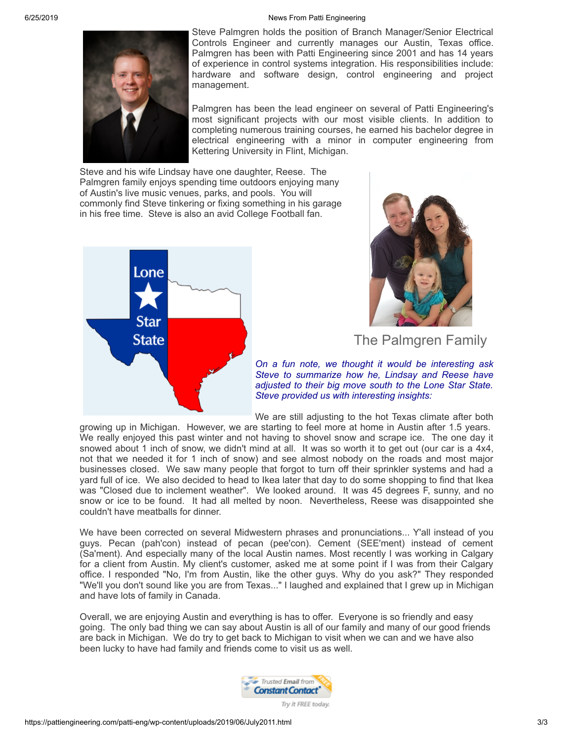Steve Palmgren holds the position of Branch Manager/Senior Electrical Controls Engineer and currently manages our Austin, Texas office. Palmgren has been with Patti Engineering since 2001 and has 14 years of experience in control systems integration. His responsibilities include: hardware and software design, control engineering and project management.

Palmgren has been the lead engineer on several of Patti Engineering's most significant projects with our most visible clients. In addition to completing numerous training courses, he earned his bachelor degree in electrical engineering with a minor in computer engineering from Kettering University in Flint, Michigan.

Steve and his wife Lindsay have one daughter, Reese. The Palmgren family enjoys spending time outdoors enjoying many of Austin's live music venues, parks, and pools. You will commonly find Steve tinkering or fixing something in his garage in his free time. Steve is also an avid College Football fan.

Lone Star State

The Palmgren Family

*On a fun note, we thought it would be interesting ask Steve to summarize how he, Lindsay and Reese have adjusted to their big move south to the Lone Star State. Steve provided us with interesting insights:*

We are still adjusting to the hot Texas climate after both growing up in Michigan. However, we are starting to feel more at home in Austin after 1.5 years. We really enjoyed this past winter and not having to shovel snow and scrape ice. The one day it snowed about 1 inch of snow, we didn't mind at all. It was so worth it to get out (our car is a 4x4, not that we needed it for 1 inch of snow) and see almost nobody on the roads and most major businesses closed. We saw many people that forgot to turn off their sprinkler systems and had a yard full of ice. We also decided to head to Ikea later that day to do some shopping to find that Ikea was "Closed due to inclement weather". We looked around. It was 45 degrees F, sunny, and no snow or ice to be found. It had all melted by noon. Nevertheless, Reese was disappointed she couldn't have meatballs for dinner.

We have been corrected on several Midwestern phrases and pronunciations... Y'all instead of you guys. Pecan (pah'con) instead of pecan (pee'con). Cement (SEE'ment) instead of cement (Sa'ment). And especially many of the local Austin names. Most recently I was working in Calgary for a client from Austin. My client's customer, asked me at some point if I was from their Calgary office. I responded "No, I'm from Austin, like the other guys. Why do you ask?" They responded "We'll you don't sound like you are from Texas..." I laughed and explained that I grew up in Michigan and have lots of family in Canada.

Overall, we are enjoying Austin and everything is has to offer. Everyone is so friendly and easy going. The only bad thing we can say about Austin is all of our family and many of our good friends are back in Michigan. We do try to get back to Michigan to visit when we can and we have also been lucky to have had family and friends come to visit us as well.

Trusted Email from Constant Contact — Try it FREE today.